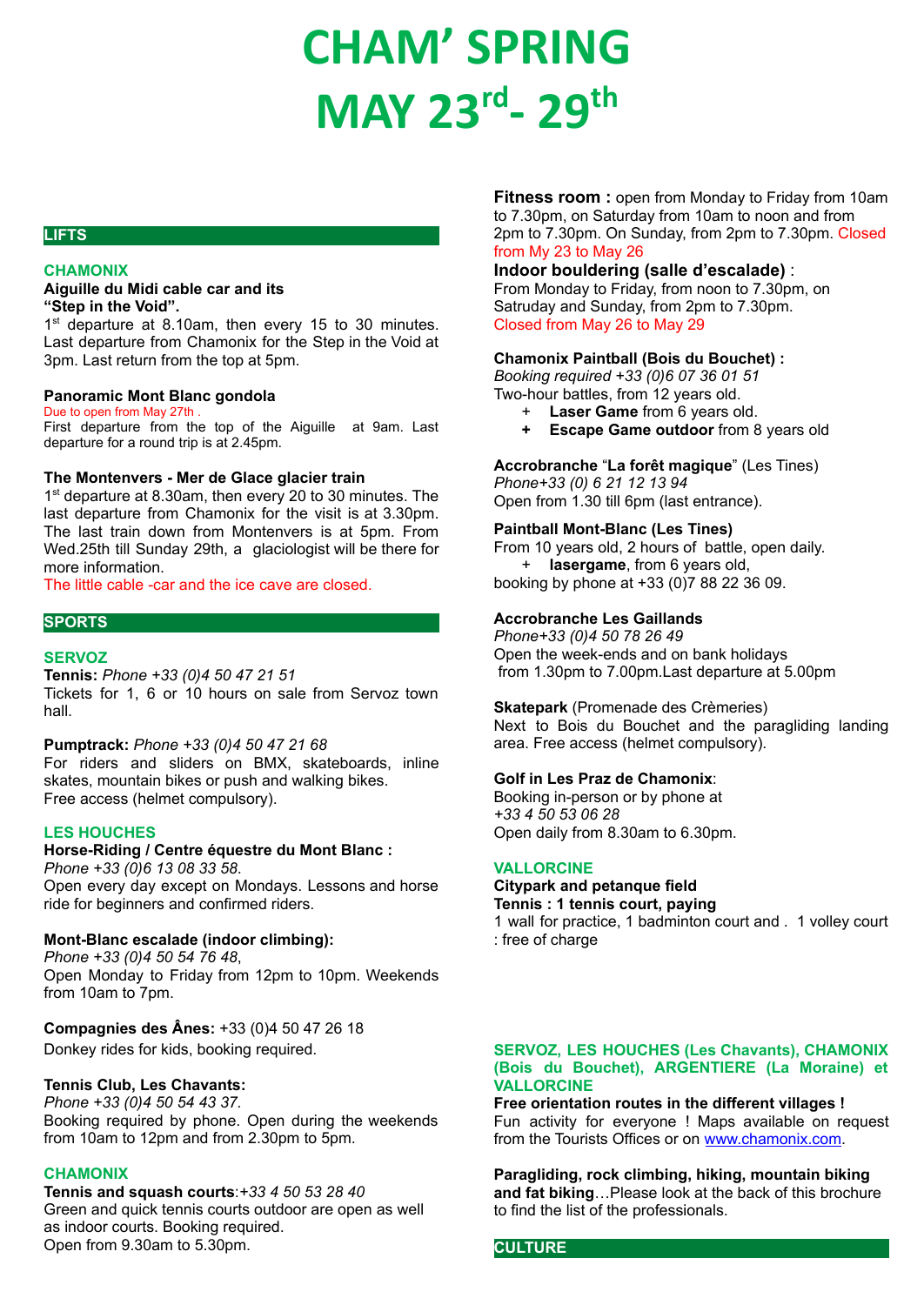# CHAM' SPRING
# MAY 23rd- 29th

## LIFTS

### CHAMONIX

**Aiguille du Midi cable car and its "Step in the Void".**

1st departure at 8.10am, then every 15 to 30 minutes. Last departure from Chamonix for the Step in the Void at 3pm. Last return from the top at 5pm.

**Panoramic Mont Blanc gondola**

Due to open from May 27th .

First departure from the top of the Aiguille at 9am. Last departure for a round trip is at 2.45pm.

**The Montenvers - Mer de Glace glacier train**

1st departure at 8.30am, then every 20 to 30 minutes. The last departure from Chamonix for the visit is at 3.30pm. The last train down from Montenvers is at 5pm. From Wed.25th till Sunday 29th, a glaciologist will be there for more information.

The little cable -car and the ice cave are closed.

## SPORTS

### SERVOZ

**Tennis:** *Phone +33 (0)4 50 47 21 51*

Tickets for 1, 6 or 10 hours on sale from Servoz town hall.

**Pumptrack:** *Phone +33 (0)4 50 47 21 68*

For riders and sliders on BMX, skateboards, inline skates, mountain bikes or push and walking bikes.

Free access (helmet compulsory).

### LES HOUCHES

**Horse-Riding / Centre équestre du Mont Blanc :**

*Phone +33 (0)6 13 08 33 58*.

Open every day except on Mondays. Lessons and horse ride for beginners and confirmed riders.

**Mont-Blanc escalade (indoor climbing):**

*Phone +33 (0)4 50 54 76 48*,

Open Monday to Friday from 12pm to 10pm. Weekends from 10am to 7pm.

**Compagnies des Ânes:** +33 (0)4 50 47 26 18

Donkey rides for kids, booking required.

**Tennis Club, Les Chavants:**

*Phone +33 (0)4 50 54 43 37.*

Booking required by phone. Open during the weekends from 10am to 12pm and from 2.30pm to 5pm.

### CHAMONIX

**Tennis and squash courts**:*+33 4 50 53 28 40*

Green and quick tennis courts outdoor are open as well as indoor courts. Booking required.

Open from 9.30am to 5.30pm.

**Fitness room :** open from Monday to Friday from 10am to 7.30pm, on Saturday from 10am to noon and from 2pm to 7.30pm. On Sunday, from 2pm to 7.30pm. Closed from My 23 to May 26

**Indoor bouldering (salle d'escalade)** :

From Monday to Friday, from noon to 7.30pm, on Satruday and Sunday, from 2pm to 7.30pm.

Closed from May 26 to May 29

**Chamonix Paintball (Bois du Bouchet) :**

*Booking required +33 (0)6 07 36 01 51*

Two-hour battles, from 12 years old.

- **Laser Game** from 6 years old.
- **Escape Game outdoor** from 8 years old

**Accrobranche** "**La forêt magique**" (Les Tines)

*Phone+33 (0) 6 21 12 13 94*

Open from 1.30 till 6pm (last entrance).

**Paintball Mont-Blanc (Les Tines)**

From 10 years old, 2 hours of battle, open daily.

- **lasergame**, from 6 years old,

booking by phone at +33 (0)7 88 22 36 09.

**Accrobranche Les Gaillands**

*Phone+33 (0)4 50 78 26 49*

Open the week-ends and on bank holidays from 1.30pm to 7.00pm.Last departure at 5.00pm

**Skatepark** (Promenade des Crèmeries)

Next to Bois du Bouchet and the paragliding landing area. Free access (helmet compulsory).

**Golf in Les Praz de Chamonix**:

Booking in-person or by phone at

*+33 4 50 53 06 28*

Open daily from 8.30am to 6.30pm.

### VALLORCINE

**Citypark and petanque field**

**Tennis : 1 tennis court, paying**

1 wall for practice, 1 badminton court and . 1 volley court : free of charge

### SERVOZ, LES HOUCHES (Les Chavants), CHAMONIX (Bois du Bouchet), ARGENTIERE (La Moraine) et VALLORCINE

**Free orientation routes in the different villages !**

Fun activity for everyone ! Maps available on request from the Tourists Offices or on www.chamonix.com.

**Paragliding, rock climbing, hiking, mountain biking and fat biking**…Please look at the back of this brochure to find the list of the professionals.

## CULTURE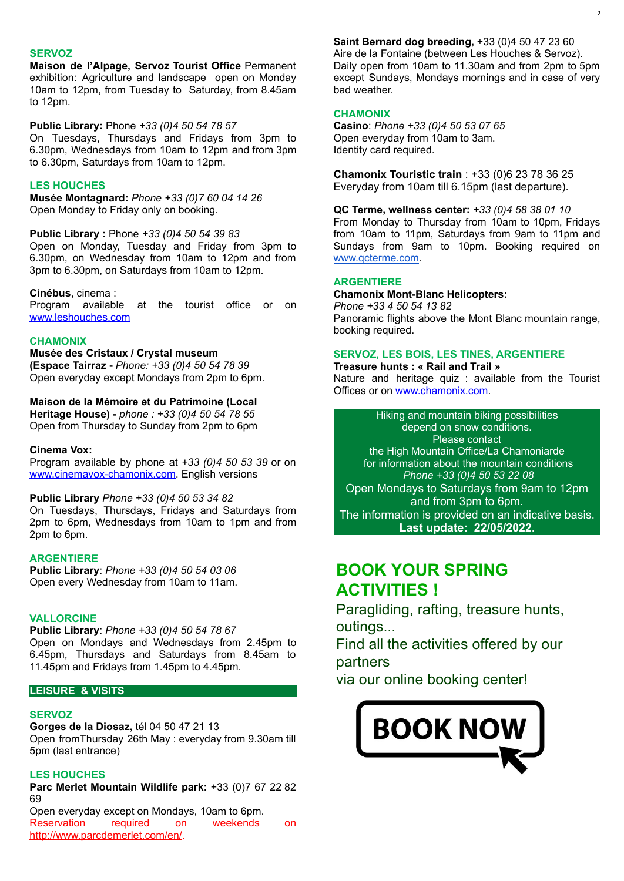### SERVOZ

**Maison de l'Alpage, Servoz Tourist Office** Permanent exhibition: Agriculture and landscape open on Monday 10am to 12pm, from Tuesday to Saturday, from 8.45am to 12pm.

**Public Library:** Phone *+33 (0)4 50 54 78 57*
On Tuesdays, Thursdays and Fridays from 3pm to 6.30pm, Wednesdays from 10am to 12pm and from 3pm to 6.30pm, Saturdays from 10am to 12pm.

### LES HOUCHES

**Musée Montagnard:** *Phone +33 (0)7 60 04 14 26*
Open Monday to Friday only on booking.

**Public Library :** Phone *+33 (0)4 50 54 39 83*
Open on Monday, Tuesday and Friday from 3pm to 6.30pm, on Wednesday from 10am to 12pm and from 3pm to 6.30pm, on Saturdays from 10am to 12pm.

**Cinébus**, cinema :
Program available at the tourist office or on www.leshouches.com

### CHAMONIX

**Musée des Cristaux / Crystal museum (Espace Tairraz -** *Phone: +33 (0)4 50 54 78 39*
Open everyday except Mondays from 2pm to 6pm.

**Maison de la Mémoire et du Patrimoine (Local Heritage House) -** *phone : +33 (0)4 50 54 78 55*
Open from Thursday to Sunday from 2pm to 6pm

**Cinema Vox:**
Program available by phone at *+33 (0)4 50 53 39* or on www.cinemavox-chamonix.com. English versions

**Public Library** *Phone +33 (0)4 50 53 34 82*
On Tuesdays, Thursdays, Fridays and Saturdays from 2pm to 6pm, Wednesdays from 10am to 1pm and from 2pm to 6pm.

### ARGENTIERE

**Public Library**: *Phone +33 (0)4 50 54 03 06*
Open every Wednesday from 10am to 11am.

### VALLORCINE

**Public Library**: *Phone +33 (0)4 50 54 78 67*
Open on Mondays and Wednesdays from 2.45pm to 6.45pm, Thursdays and Saturdays from 8.45am to 11.45pm and Fridays from 1.45pm to 4.45pm.

## LEISURE & VISITS

### SERVOZ

**Gorges de la Diosaz,** tél 04 50 47 21 13
Open fromThursday 26th May : everyday from 9.30am till 5pm (last entrance)

### LES HOUCHES

**Parc Merlet Mountain Wildlife park:** +33 (0)7 67 22 82 69
Open everyday except on Mondays, 10am to 6pm.
Reservation required on weekends on http://www.parcdemerlet.com/en/.

**Saint Bernard dog breeding,** +33 (0)4 50 47 23 60
Aire de la Fontaine (between Les Houches & Servoz).
Daily open from 10am to 11.30am and from 2pm to 5pm except Sundays, Mondays mornings and in case of very bad weather.

### CHAMONIX

**Casino**: *Phone +33 (0)4 50 53 07 65*
Open everyday from 10am to 3am.
Identity card required.

**Chamonix Touristic train** : +33 (0)6 23 78 36 25
Everyday from 10am till 6.15pm (last departure).

**QC Terme, wellness center:** *+33 (0)4 58 38 01 10*
From Monday to Thursday from 10am to 10pm, Fridays from 10am to 11pm, Saturdays from 9am to 11pm and Sundays from 9am to 10pm. Booking required on www.qcterme.com.

### ARGENTIERE

**Chamonix Mont-Blanc Helicopters:**
*Phone +33 4 50 54 13 82*
Panoramic flights above the Mont Blanc mountain range, booking required.

### SERVOZ, LES BOIS, LES TINES, ARGENTIERE

**Treasure hunts : « Rail and Trail »**
Nature and heritage quiz : available from the Tourist Offices or on www.chamonix.com.

Hiking and mountain biking possibilities depend on snow conditions.
Please contact
the High Mountain Office/La Chamoniarde
for information about the mountain conditions
*Phone +33 (0)4 50 53 22 08*
Open Mondays to Saturdays from 9am to 12pm and from 3pm to 6pm.
The information is provided on an indicative basis.
**Last update: 22/05/2022.**

## BOOK YOUR SPRING ACTIVITIES !

Paragliding, rafting, treasure hunts, outings...
Find all the activities offered by our partners
via our online booking center!

**BOOK NOW**